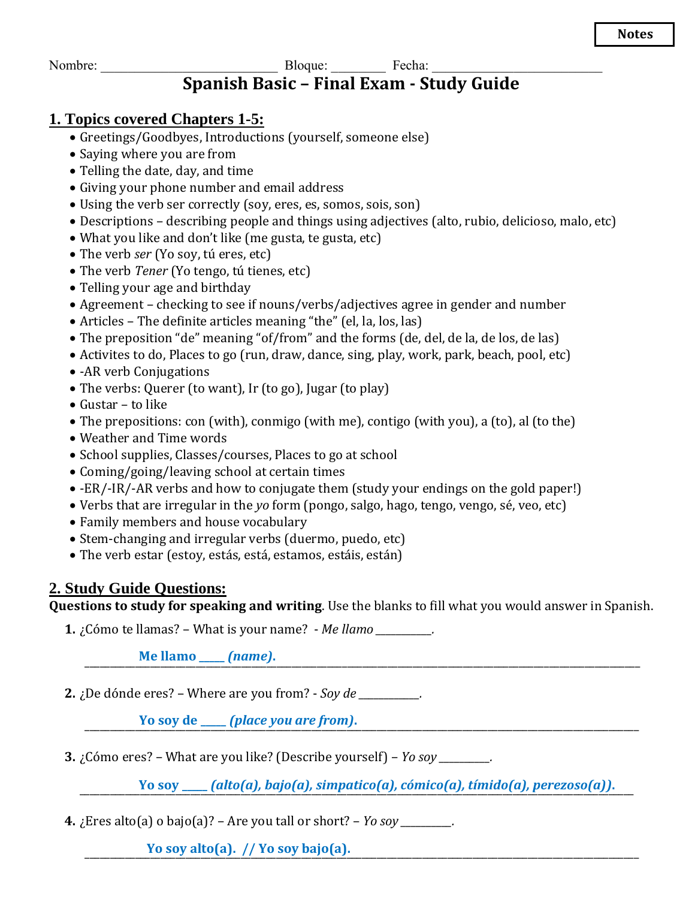**Notes**

Nombre: ____________________________ Bloque: _________ Fecha: ___________________________

# Spanish Basic – Final Exam - Study Guide

## 1. Topics covered Chapters 1-5:

- Greetings/Goodbyes, Introductions (yourself, someone else)
- Saying where you are from
- Telling the date, day, and time
- Giving your phone number and email address
- Using the verb ser correctly (soy, eres, es, somos, sois, son)
- Descriptions – describing people and things using adjectives (alto, rubio, delicioso, malo, etc)
- What you like and don't like (me gusta, te gusta, etc)
- The verb *ser* (Yo soy, tú eres, etc)
- The verb *Tener* (Yo tengo, tú tienes, etc)
- Telling your age and birthday
- Agreement – checking to see if nouns/verbs/adjectives agree in gender and number
- Articles – The definite articles meaning "the" (el, la, los, las)
- The preposition "de" meaning "of/from" and the forms (de, del, de la, de los, de las)
- Activites to do, Places to go (run, draw, dance, sing, play, work, park, beach, pool, etc)
- -AR verb Conjugations
- The verbs: Querer (to want), Ir (to go), Jugar (to play)
- Gustar – to like
- The prepositions: con (with), conmigo (with me), contigo (with you), a (to), al (to the)
- Weather and Time words
- School supplies, Classes/courses, Places to go at school
- Coming/going/leaving school at certain times
- -ER/-IR/-AR verbs and how to conjugate them (study your endings on the gold paper!)
- Verbs that are irregular in the *yo* form (pongo, salgo, hago, tengo, vengo, sé, veo, etc)
- Family members and house vocabulary
- Stem-changing and irregular verbs (duermo, puedo, etc)
- The verb estar (estoy, estás, está, estamos, estáis, están)

## 2. Study Guide Questions:

**Questions to study for speaking and writing**. Use the blanks to fill what you would answer in Spanish.

1. ¿Cómo te llamas? – What is your name? - *Me llamo* __________.

   **Me llamo _____ *(name)*.**

2. ¿De dónde eres? – Where are you from? - *Soy de* ___________.

   **Yo soy de _____ *(place you are from)*.**

3. ¿Cómo eres? – What are you like? (Describe yourself) – *Yo soy* _________.

   **Yo soy _____ *(alto(a), bajo(a), simpatico(a), cómico(a), tímido(a), perezoso(a))*.**

4. ¿Eres alto(a) o bajo(a)? – Are you tall or short? – *Yo soy* _________.

   **Yo soy alto(a). // Yo soy bajo(a).**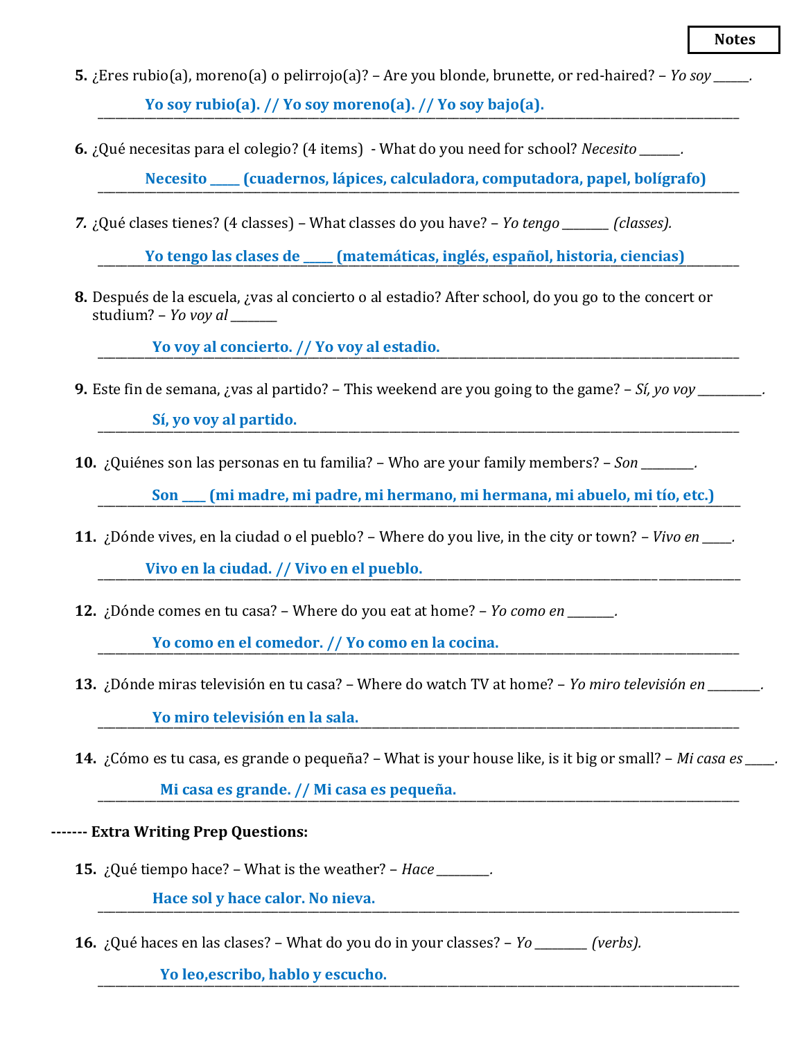**Notes**

5. ¿Eres rubio(a), moreno(a) o pelirrojo(a)? – Are you blonde, brunette, or red-haired? – *Yo soy* ______.

   **Yo soy rubio(a). // Yo soy moreno(a). // Yo soy bajo(a).**

6. ¿Qué necesitas para el colegio? (4 items) - What do you need for school? *Necesito* _______.

   **Necesito _____ (cuadernos, lápices, calculadora, computadora, papel, bolígrafo)**

7. ¿Qué clases tienes? (4 classes) – What classes do you have? – *Yo tengo* ________ *(classes).*

   **Yo tengo las clases de _____ (matemáticas, inglés, español, historia, ciencias)**

8. Después de la escuela, ¿vas al concierto o al estadio? After school, do you go to the concert or studium? – *Yo voy al* ________

   **Yo voy al concierto. // Yo voy al estadio.**

9. Este fin de semana, ¿vas al partido? – This weekend are you going to the game? – *Sí, yo voy* ___________.

   **Sí, yo voy al partido.**

10. ¿Quiénes son las personas en tu familia? – Who are your family members? – *Son* _________.

    **Son ____ (mi madre, mi padre, mi hermano, mi hermana, mi abuelo, mi tío, etc.)**

11. ¿Dónde vives, en la ciudad o el pueblo? – Where do you live, in the city or town? – *Vivo en* _____.

    **Vivo en la ciudad. // Vivo en el pueblo.**

12. ¿Dónde comes en tu casa? – Where do you eat at home? – *Yo como en* ________.

    **Yo como en el comedor. // Yo como en la cocina.**

13. ¿Dónde miras televisión en tu casa? – Where do watch TV at home? – *Yo miro televisión en* _________.

    **Yo miro televisión en la sala.**

14. ¿Cómo es tu casa, es grande o pequeña? – What is your house like, is it big or small? – *Mi casa es* _____.

    **Mi casa es grande. // Mi casa es pequeña.**

**------- Extra Writing Prep Questions:**

15. ¿Qué tiempo hace? – What is the weather? – *Hace* _________.

    **Hace sol y hace calor. No nieva.**

16. ¿Qué haces en las clases? – What do you do in your classes? – *Yo* _________ *(verbs).*

    **Yo leo,escribo, hablo y escucho.**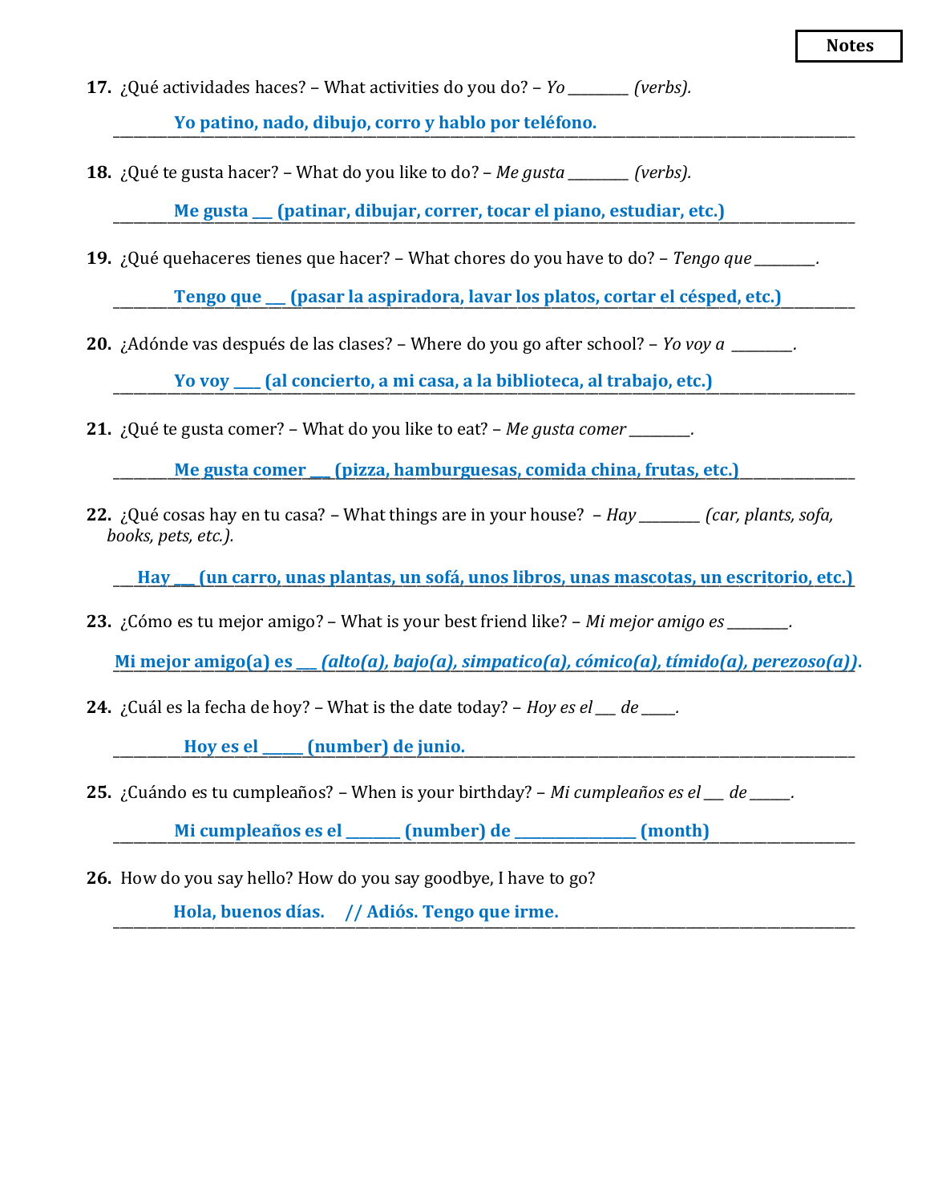**Notes**

**17.** ¿Qué actividades haces? – What activities do you do? – *Yo ________ (verbs).*

**Yo patino, nado, dibujo, corro y hablo por teléfono.**

**18.** ¿Qué te gusta hacer? – What do you like to do? – *Me gusta ________ (verbs).*

**Me gusta ___ (patinar, dibujar, correr, tocar el piano, estudiar, etc.)**

**19.** ¿Qué quehaceres tienes que hacer? – What chores do you have to do? – *Tengo que ________.*

**Tengo que ___ (pasar la aspiradora, lavar los platos, cortar el césped, etc.)**

**20.** ¿Adónde vas después de las clases? – Where do you go after school? – *Yo voy a ________.*

**Yo voy ____ (al concierto, a mi casa, a la biblioteca, al trabajo, etc.)**

**21.** ¿Qué te gusta comer? – What do you like to eat? – *Me gusta comer ________.*

**Me gusta comer ___ (pizza, hamburguesas, comida china, frutas, etc.)**

**22.** ¿Qué cosas hay en tu casa? – What things are in your house? – *Hay ________ (car, plants, sofa, books, pets, etc.).*

**Hay ___ (un carro, unas plantas, un sofá, unos libros, unas mascotas, un escritorio, etc.)**

**23.** ¿Cómo es tu mejor amigo? – What is your best friend like? – *Mi mejor amigo es ________.*

**Mi mejor amigo(a) es ___ *(alto(a), bajo(a), simpatico(a), cómico(a), tímido(a), perezoso(a))*.**

**24.** ¿Cuál es la fecha de hoy? – What is the date today? – *Hoy es el ___ de _____.*

**Hoy es el _____ (number) de junio.**

**25.** ¿Cuándo es tu cumpleaños? – When is your birthday? – *Mi cumpleaños es el ___ de ______.*

**Mi cumpleaños es el _______ (number) de ________________ (month)**

**26.** How do you say hello? How do you say goodbye, I have to go?

**Hola, buenos días. // Adiós. Tengo que irme.**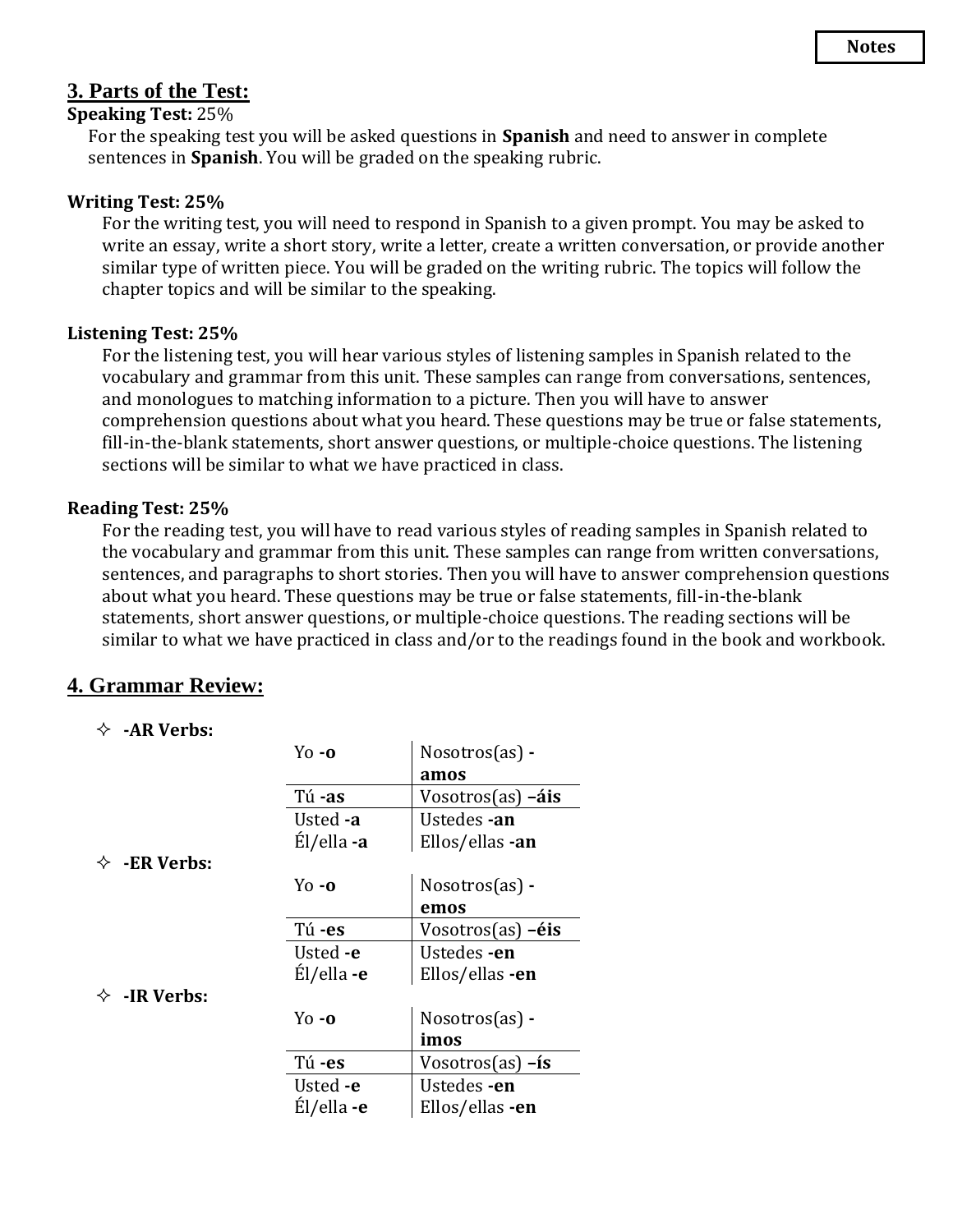**Notes**

## 3. Parts of the Test:

**Speaking Test:** 25%

For the speaking test you will be asked questions in **Spanish** and need to answer in complete sentences in **Spanish**. You will be graded on the speaking rubric.

**Writing Test: 25%**

For the writing test, you will need to respond in Spanish to a given prompt. You may be asked to write an essay, write a short story, write a letter, create a written conversation, or provide another similar type of written piece. You will be graded on the writing rubric. The topics will follow the chapter topics and will be similar to the speaking.

**Listening Test: 25%**

For the listening test, you will hear various styles of listening samples in Spanish related to the vocabulary and grammar from this unit. These samples can range from conversations, sentences, and monologues to matching information to a picture. Then you will have to answer comprehension questions about what you heard. These questions may be true or false statements, fill-in-the-blank statements, short answer questions, or multiple-choice questions. The listening sections will be similar to what we have practiced in class.

**Reading Test: 25%**

For the reading test, you will have to read various styles of reading samples in Spanish related to the vocabulary and grammar from this unit. These samples can range from written conversations, sentences, and paragraphs to short stories. Then you will have to answer comprehension questions about what you heard. These questions may be true or false statements, fill-in-the-blank statements, short answer questions, or multiple-choice questions. The reading sections will be similar to what we have practiced in class and/or to the readings found in the book and workbook.

## 4. Grammar Review:

- **-AR Verbs:**

| | |
|---|---|
| Yo **-o** | Nosotros(as) **-amos** |
| Tú **-as** | Vosotros(as) **–áis** |
| Usted **-a**<br>Él/ella **-a** | Ustedes **-an**<br>Ellos/ellas **-an** |

- **-ER Verbs:**

| | |
|---|---|
| Yo **-o** | Nosotros(as) **-emos** |
| Tú **-es** | Vosotros(as) **–éis** |
| Usted **-e**<br>Él/ella **-e** | Ustedes **-en**<br>Ellos/ellas **-en** |

- **-IR Verbs:**

| | |
|---|---|
| Yo **-o** | Nosotros(as) **-imos** |
| Tú **-es** | Vosotros(as) **–ís** |
| Usted **-e**<br>Él/ella **-e** | Ustedes **-en**<br>Ellos/ellas **-en** |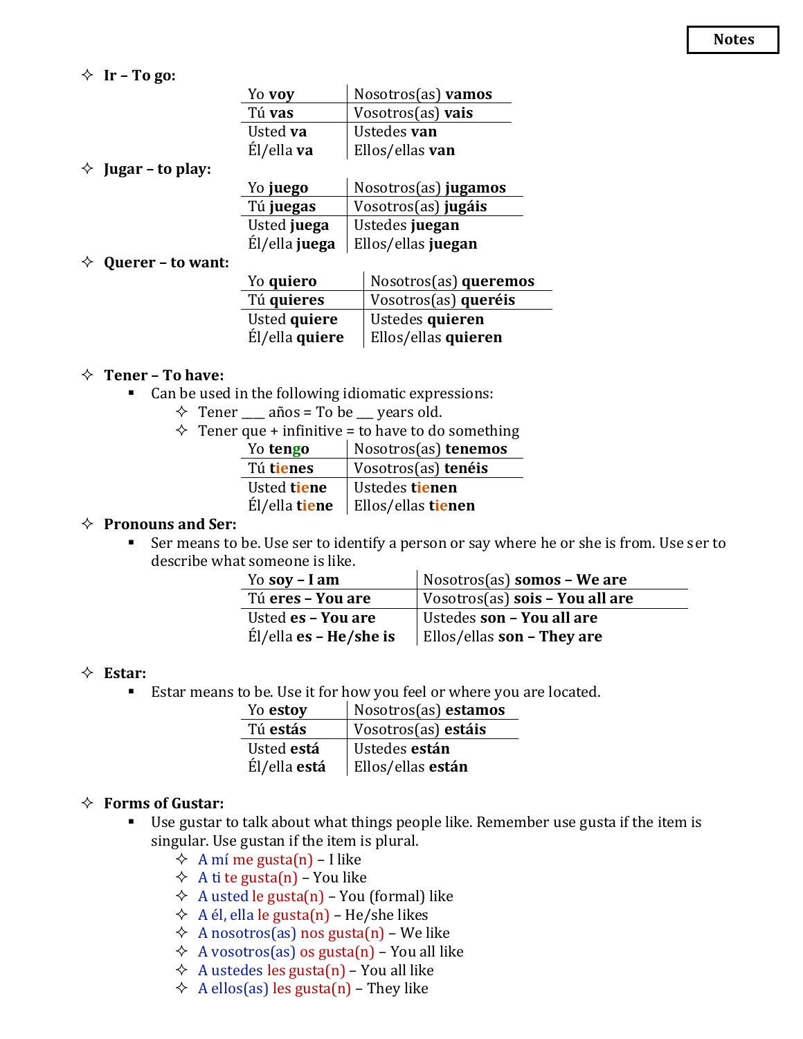**Notes**

- **Ir – To go:**

| Yo **voy** | Nosotros(as) **vamos** |
|---|---|
| Tú **vas** | Vosotros(as) **vais** |
| Usted **va** | Ustedes **van** |
| Él/ella **va** | Ellos/ellas **van** |

- **Jugar – to play:**

| Yo **juego** | Nosotros(as) **jugamos** |
|---|---|
| Tú **juegas** | Vosotros(as) **jugáis** |
| Usted **juega** | Ustedes **juegan** |
| Él/ella **juega** | Ellos/ellas **juegan** |

- **Querer – to want:**

| Yo **quiero** | Nosotros(as) **queremos** |
|---|---|
| Tú **quieres** | Vosotros(as) **queréis** |
| Usted **quiere** | Ustedes **quieren** |
| Él/ella **quiere** | Ellos/ellas **quieren** |

- **Tener – To have:**
  - Can be used in the following idiomatic expressions:
    - Tener ___ años = To be ___ years old.
    - Tener que + infinitive = to have to do something

| Yo **tengo** | Nosotros(as) **tenemos** |
|---|---|
| Tú **tienes** | Vosotros(as) **tenéis** |
| Usted **tiene** | Ustedes **tienen** |
| Él/ella **tiene** | Ellos/ellas **tienen** |

- **Pronouns and Ser:**
  - Ser means to be. Use ser to identify a person or say where he or she is from. Use ser to describe what someone is like.

| Yo **soy – I am** | Nosotros(as) **somos – We are** |
|---|---|
| Tú **eres – You are** | Vosotros(as) **sois – You all are** |
| Usted **es – You are** | Ustedes **son – You all are** |
| Él/ella **es – He/she is** | Ellos/ellas **son – They are** |

- **Estar:**
  - Estar means to be. Use it for how you feel or where you are located.

| Yo **estoy** | Nosotros(as) **estamos** |
|---|---|
| Tú **estás** | Vosotros(as) **estáis** |
| Usted **está** | Ustedes **están** |
| Él/ella **está** | Ellos/ellas **están** |

- **Forms of Gustar:**
  - Use gustar to talk about what things people like. Remember use gusta if the item is singular. Use gustan if the item is plural.
    - A mí me gusta(n) – I like
    - A ti te gusta(n) – You like
    - A usted le gusta(n) – You (formal) like
    - A él, ella le gusta(n) – He/she likes
    - A nosotros(as) nos gusta(n) – We like
    - A vosotros(as) os gusta(n) – You all like
    - A ustedes les gusta(n) – You all like
    - A ellos(as) les gusta(n) – They like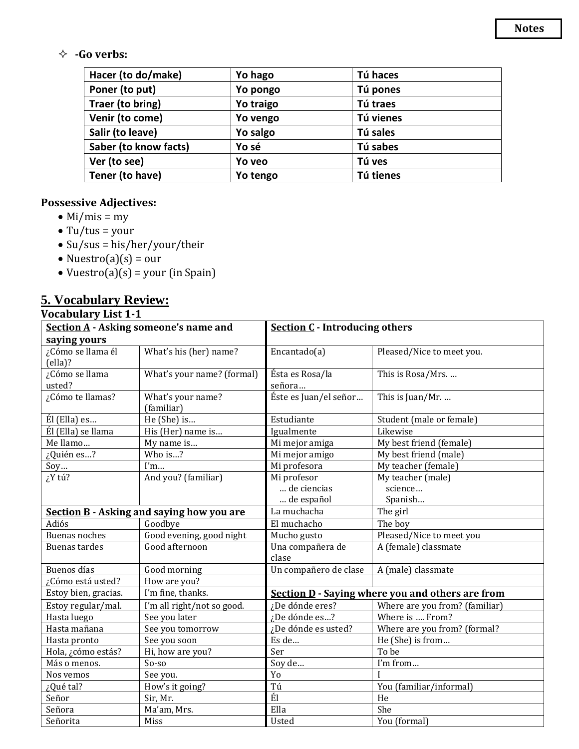Notes

- **-Go verbs:**

| Hacer (to do/make) | Yo hago | Tú haces |
|---|---|---|
| Poner (to put) | Yo pongo | Tú pones |
| Traer (to bring) | Yo traigo | Tú traes |
| Venir (to come) | Yo vengo | Tú vienes |
| Salir (to leave) | Yo salgo | Tú sales |
| Saber (to know facts) | Yo sé | Tú sabes |
| Ver (to see) | Yo veo | Tú ves |
| Tener (to have) | Yo tengo | Tú tienes |

**Possessive Adjectives:**

- Mi/mis = my
- Tu/tus = your
- Su/sus = his/her/your/their
- Nuestro(a)(s) = our
- Vuestro(a)(s) = your (in Spain)

## 5. Vocabulary Review:

### Vocabulary List 1-1

| **Section A - Asking someone's name and saying yours** | | **Section C - Introducing others** | |
|---|---|---|---|
| ¿Cómo se llama él (ella)? | What's his (her) name? | Encantado(a) | Pleased/Nice to meet you. |
| ¿Cómo se llama usted? | What's your name? (formal) | Ésta es Rosa/la señora… | This is Rosa/Mrs. … |
| ¿Cómo te llamas? | What's your name? (familiar) | Éste es Juan/el señor… | This is Juan/Mr. … |
| Él (Ella) es… | He (She) is… | Estudiante | Student (male or female) |
| Él (Ella) se llama | His (Her) name is… | Igualmente | Likewise |
| Me llamo… | My name is… | Mi mejor amiga | My best friend (female) |
| ¿Quién es…? | Who is…? | Mi mejor amigo | My best friend (male) |
| Soy… | I'm… | Mi profesora | My teacher (female) |
| ¿Y tú? | And you? (familiar) | Mi profesor … de ciencias … de español | My teacher (male) science… Spanish… |
| **Section B - Asking and saying how you are** | | La muchacha | The girl |
| Adiós | Goodbye | El muchacho | The boy |
| Buenas noches | Good evening, good night | Mucho gusto | Pleased/Nice to meet you |
| Buenas tardes | Good afternoon | Una compañera de clase | A (female) classmate |
| Buenos días | Good morning | Un compañero de clase | A (male) classmate |
| ¿Cómo está usted? | How are you? | | |
| Estoy bien, gracias. | I'm fine, thanks. | **Section D - Saying where you and others are from** | |
| Estoy regular/mal. | I'm all right/not so good. | ¿De dónde eres? | Where are you from? (familiar) |
| Hasta luego | See you later | ¿De dónde es…? | Where is …. From? |
| Hasta mañana | See you tomorrow | ¿De dónde es usted? | Where are you from? (formal? |
| Hasta pronto | See you soon | Es de… | He (She) is from… |
| Hola, ¿cómo estás? | Hi, how are you? | Ser | To be |
| Más o menos. | So-so | Soy de… | I'm from… |
| Nos vemos | See you. | Yo | I |
| ¿Qué tal? | How's it going? | Tú | You (familiar/informal) |
| Señor | Sir, Mr. | Él | He |
| Señora | Ma'am, Mrs. | Ella | She |
| Señorita | Miss | Usted | You (formal) |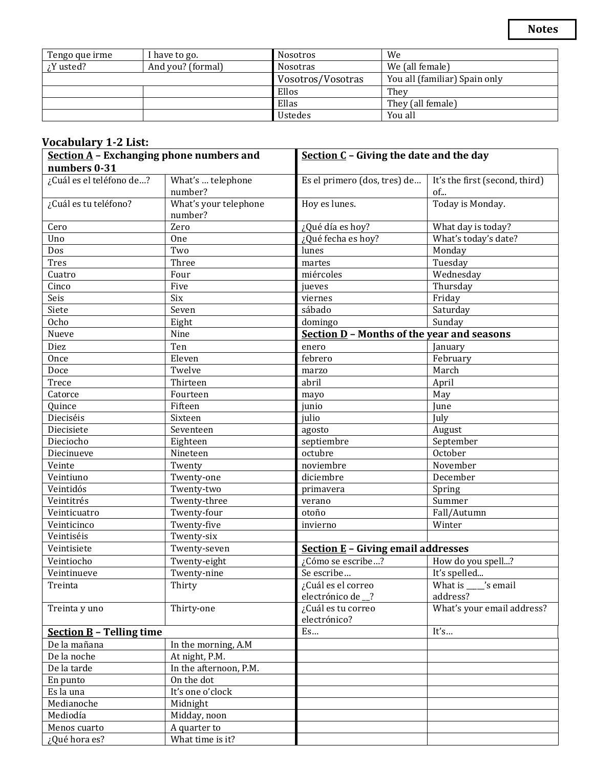**Notes**

| Tengo que irme | I have to go. | Nosotros | We |
|---|---|---|---|
| ¿Y usted? | And you? (formal) | Nosotras | We (all female) |
| | | Vosotros/Vosotras | You all (familiar) Spain only |
| | | Ellos | They |
| | | Ellas | They (all female) |
| | | Ustedes | You all |

## Vocabulary 1-2 List:

| **Section A – Exchanging phone numbers and numbers 0-31** | | **Section C – Giving the date and the day** | |
|---|---|---|---|
| ¿Cuál es el teléfono de…? | What's … telephone number? | Es el primero (dos, tres) de… | It's the first (second, third) of... |
| ¿Cuál es tu teléfono? | What's your telephone number? | Hoy es lunes. | Today is Monday. |
| Cero | Zero | ¿Qué día es hoy? | What day is today? |
| Uno | One | ¿Qué fecha es hoy? | What's today's date? |
| Dos | Two | lunes | Monday |
| Tres | Three | martes | Tuesday |
| Cuatro | Four | miércoles | Wednesday |
| Cinco | Five | jueves | Thursday |
| Seis | Six | viernes | Friday |
| Siete | Seven | sábado | Saturday |
| Ocho | Eight | domingo | Sunday |
| Nueve | Nine | **Section D – Months of the year and seasons** | |
| Diez | Ten | enero | January |
| Once | Eleven | febrero | February |
| Doce | Twelve | marzo | March |
| Trece | Thirteen | abril | April |
| Catorce | Fourteen | mayo | May |
| Quince | Fifteen | junio | June |
| Dieciséis | Sixteen | julio | July |
| Diecisiete | Seventeen | agosto | August |
| Dieciocho | Eighteen | septiembre | September |
| Diecinueve | Nineteen | octubre | October |
| Veinte | Twenty | noviembre | November |
| Veintiuno | Twenty-one | diciembre | December |
| Veintidós | Twenty-two | primavera | Spring |
| Veintitrés | Twenty-three | verano | Summer |
| Veinticuatro | Twenty-four | otoño | Fall/Autumn |
| Veinticinco | Twenty-five | invierno | Winter |
| Veintiséis | Twenty-six | | |
| Veintisiete | Twenty-seven | **Section E – Giving email addresses** | |
| Veintiocho | Twenty-eight | ¿Cómo se escribe…? | How do you spell...? |
| Veintinueve | Twenty-nine | Se escribe… | It's spelled... |
| Treinta | Thirty | ¿Cuál es el correo electrónico de __? | What is _____'s email address? |
| Treinta y uno | Thirty-one | ¿Cuál es tu correo electrónico? | What's your email address? |
| **Section B – Telling time** | | Es… | It's… |
| De la mañana | In the morning, A.M | | |
| De la noche | At night, P.M. | | |
| De la tarde | In the afternoon, P.M. | | |
| En punto | On the dot | | |
| Es la una | It's one o'clock | | |
| Medianoche | Midnight | | |
| Mediodía | Midday, noon | | |
| Menos cuarto | A quarter to | | |
| ¿Qué hora es? | What time is it? | | |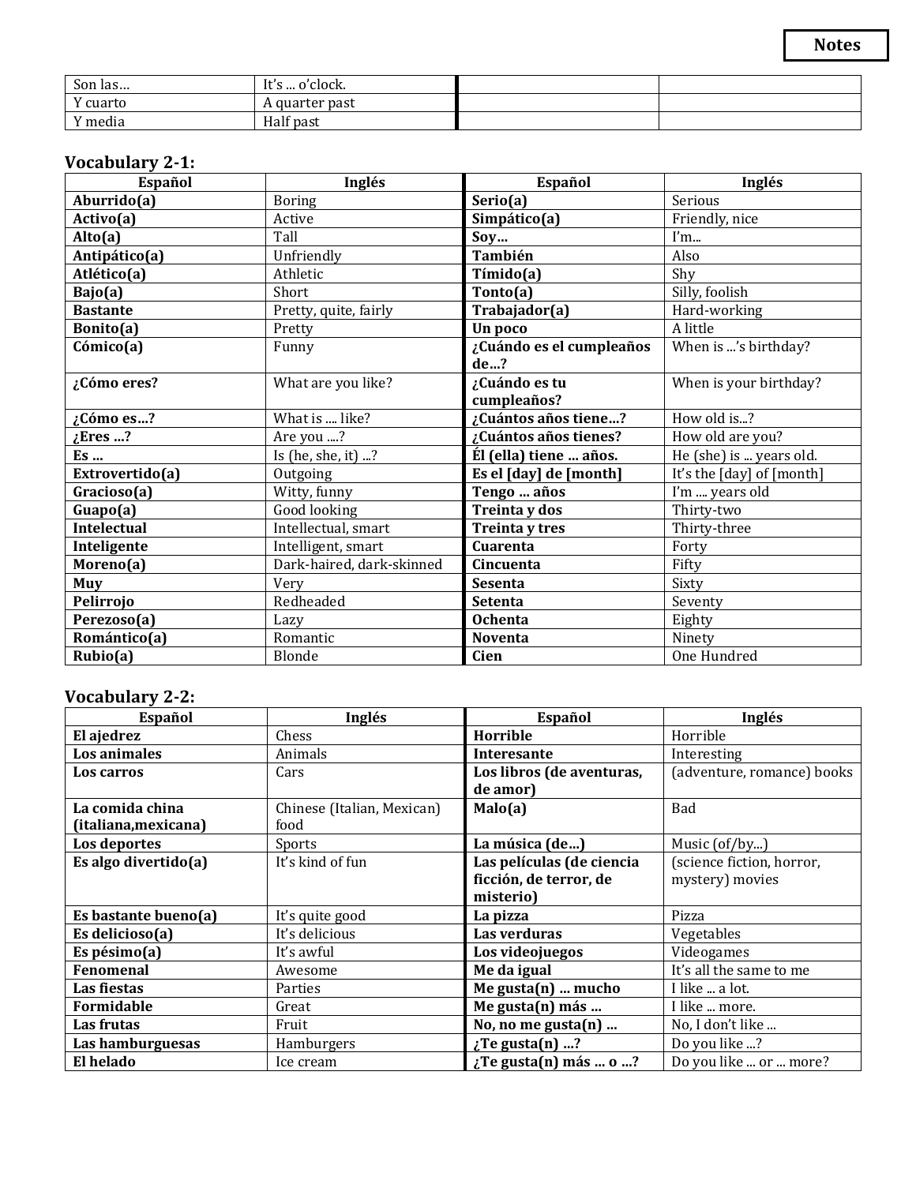**Notes**

| Son las… | It's … o'clock. | | |
|---|---|---|---|
| Y cuarto | A quarter past | | |
| Y media | Half past | | |

### Vocabulary 2-1:

| Español | Inglés | Español | Inglés |
|---|---|---|---|
| **Aburrido(a)** | Boring | **Serio(a)** | Serious |
| **Activo(a)** | Active | **Simpático(a)** | Friendly, nice |
| **Alto(a)** | Tall | **Soy…** | I'm... |
| **Antipático(a)** | Unfriendly | **También** | Also |
| **Atlético(a)** | Athletic | **Tímido(a)** | Shy |
| **Bajo(a)** | Short | **Tonto(a)** | Silly, foolish |
| **Bastante** | Pretty, quite, fairly | **Trabajador(a)** | Hard-working |
| **Bonito(a)** | Pretty | **Un poco** | A little |
| **Cómico(a)** | Funny | **¿Cuándo es el cumpleaños de…?** | When is …'s birthday? |
| **¿Cómo eres?** | What are you like? | **¿Cuándo es tu cumpleaños?** | When is your birthday? |
| **¿Cómo es…?** | What is .... like? | **¿Cuántos años tiene…?** | How old is...? |
| **¿Eres …?** | Are you ....? | **¿Cuántos años tienes?** | How old are you? |
| **Es …** | Is (he, she, it) ...? | **Él (ella) tiene … años.** | He (she) is ... years old. |
| **Extrovertido(a)** | Outgoing | **Es el [day] de [month]** | It's the [day] of [month] |
| **Gracioso(a)** | Witty, funny | **Tengo … años** | I'm .... years old |
| **Guapo(a)** | Good looking | **Treinta y dos** | Thirty-two |
| **Intelectual** | Intellectual, smart | **Treinta y tres** | Thirty-three |
| **Inteligente** | Intelligent, smart | **Cuarenta** | Forty |
| **Moreno(a)** | Dark-haired, dark-skinned | **Cincuenta** | Fifty |
| **Muy** | Very | **Sesenta** | Sixty |
| **Pelirrojo** | Redheaded | **Setenta** | Seventy |
| **Perezoso(a)** | Lazy | **Ochenta** | Eighty |
| **Romántico(a)** | Romantic | **Noventa** | Ninety |
| **Rubio(a)** | Blonde | **Cien** | One Hundred |

### Vocabulary 2-2:

| Español | Inglés | Español | Inglés |
|---|---|---|---|
| **El ajedrez** | Chess | **Horrible** | Horrible |
| **Los animales** | Animals | **Interesante** | Interesting |
| **Los carros** | Cars | **Los libros (de aventuras, de amor)** | (adventure, romance) books |
| **La comida china (italiana,mexicana)** | Chinese (Italian, Mexican) food | **Malo(a)** | Bad |
| **Los deportes** | Sports | **La música (de…)** | Music (of/by...) |
| **Es algo divertido(a)** | It's kind of fun | **Las películas (de ciencia ficción, de terror, de misterio)** | (science fiction, horror, mystery) movies |
| **Es bastante bueno(a)** | It's quite good | **La pizza** | Pizza |
| **Es delicioso(a)** | It's delicious | **Las verduras** | Vegetables |
| **Es pésimo(a)** | It's awful | **Los videojuegos** | Videogames |
| **Fenomenal** | Awesome | **Me da igual** | It's all the same to me |
| **Las fiestas** | Parties | **Me gusta(n) … mucho** | I like ... a lot. |
| **Formidable** | Great | **Me gusta(n) más …** | I like ... more. |
| **Las frutas** | Fruit | **No, no me gusta(n) …** | No, I don't like ... |
| **Las hamburguesas** | Hamburgers | **¿Te gusta(n) …?** | Do you like ...? |
| **El helado** | Ice cream | **¿Te gusta(n) más … o …?** | Do you like ... or ... more? |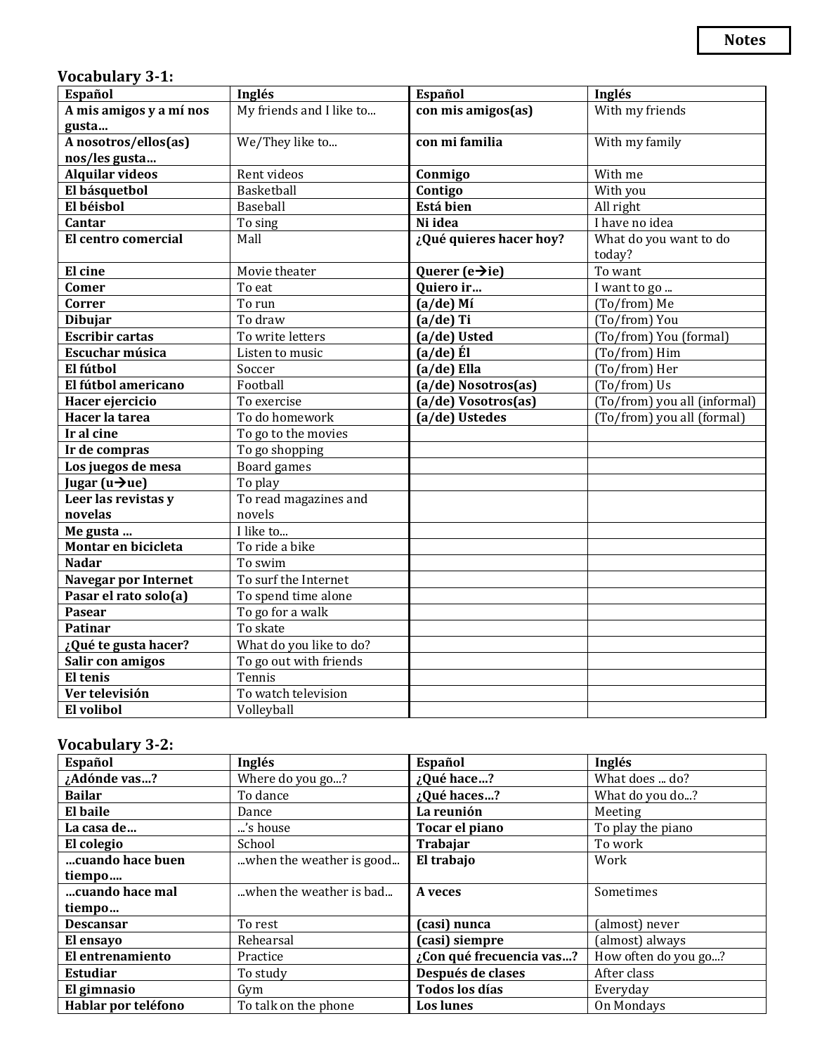**Notes**

### Vocabulary 3-1:

| Español | Inglés | Español | Inglés |
|---|---|---|---|
| **A mis amigos y a mí nos gusta…** | My friends and I like to… | **con mis amigos(as)** | With my friends |
| **A nosotros/ellos(as) nos/les gusta…** | We/They like to… | **con mi familia** | With my family |
| **Alquilar videos** | Rent videos | **Conmigo** | With me |
| **El básquetbol** | Basketball | **Contigo** | With you |
| **El béisbol** | Baseball | **Está bien** | All right |
| **Cantar** | To sing | **Ni idea** | I have no idea |
| **El centro comercial** | Mall | **¿Qué quieres hacer hoy?** | What do you want to do today? |
| **El cine** | Movie theater | **Querer (e→ie)** | To want |
| **Comer** | To eat | **Quiero ir…** | I want to go … |
| **Correr** | To run | **(a/de) Mí** | (To/from) Me |
| **Dibujar** | To draw | **(a/de) Ti** | (To/from) You |
| **Escribir cartas** | To write letters | **(a/de) Usted** | (To/from) You (formal) |
| **Escuchar música** | Listen to music | **(a/de) Él** | (To/from) Him |
| **El fútbol** | Soccer | **(a/de) Ella** | (To/from) Her |
| **El fútbol americano** | Football | **(a/de) Nosotros(as)** | (To/from) Us |
| **Hacer ejercicio** | To exercise | **(a/de) Vosotros(as)** | (To/from) you all (informal) |
| **Hacer la tarea** | To do homework | **(a/de) Ustedes** | (To/from) you all (formal) |
| **Ir al cine** | To go to the movies | | |
| **Ir de compras** | To go shopping | | |
| **Los juegos de mesa** | Board games | | |
| **Jugar (u→ue)** | To play | | |
| **Leer las revistas y novelas** | To read magazines and novels | | |
| **Me gusta …** | I like to… | | |
| **Montar en bicicleta** | To ride a bike | | |
| **Nadar** | To swim | | |
| **Navegar por Internet** | To surf the Internet | | |
| **Pasar el rato solo(a)** | To spend time alone | | |
| **Pasear** | To go for a walk | | |
| **Patinar** | To skate | | |
| **¿Qué te gusta hacer?** | What do you like to do? | | |
| **Salir con amigos** | To go out with friends | | |
| **El tenis** | Tennis | | |
| **Ver televisión** | To watch television | | |
| **El volibol** | Volleyball | | |

### Vocabulary 3-2:

| Español | Inglés | Español | Inglés |
|---|---|---|---|
| **¿Adónde vas…?** | Where do you go…? | **¿Qué hace…?** | What does … do? |
| **Bailar** | To dance | **¿Qué haces…?** | What do you do…? |
| **El baile** | Dance | **La reunión** | Meeting |
| **La casa de…** | …'s house | **Tocar el piano** | To play the piano |
| **El colegio** | School | **Trabajar** | To work |
| **…cuando hace buen tiempo….** | …when the weather is good… | **El trabajo** | Work |
| **…cuando hace mal tiempo…** | …when the weather is bad… | **A veces** | Sometimes |
| **Descansar** | To rest | **(casi) nunca** | (almost) never |
| **El ensayo** | Rehearsal | **(casi) siempre** | (almost) always |
| **El entrenamiento** | Practice | **¿Con qué frecuencia vas…?** | How often do you go…? |
| **Estudiar** | To study | **Después de clases** | After class |
| **El gimnasio** | Gym | **Todos los días** | Everyday |
| **Hablar por teléfono** | To talk on the phone | **Los lunes** | On Mondays |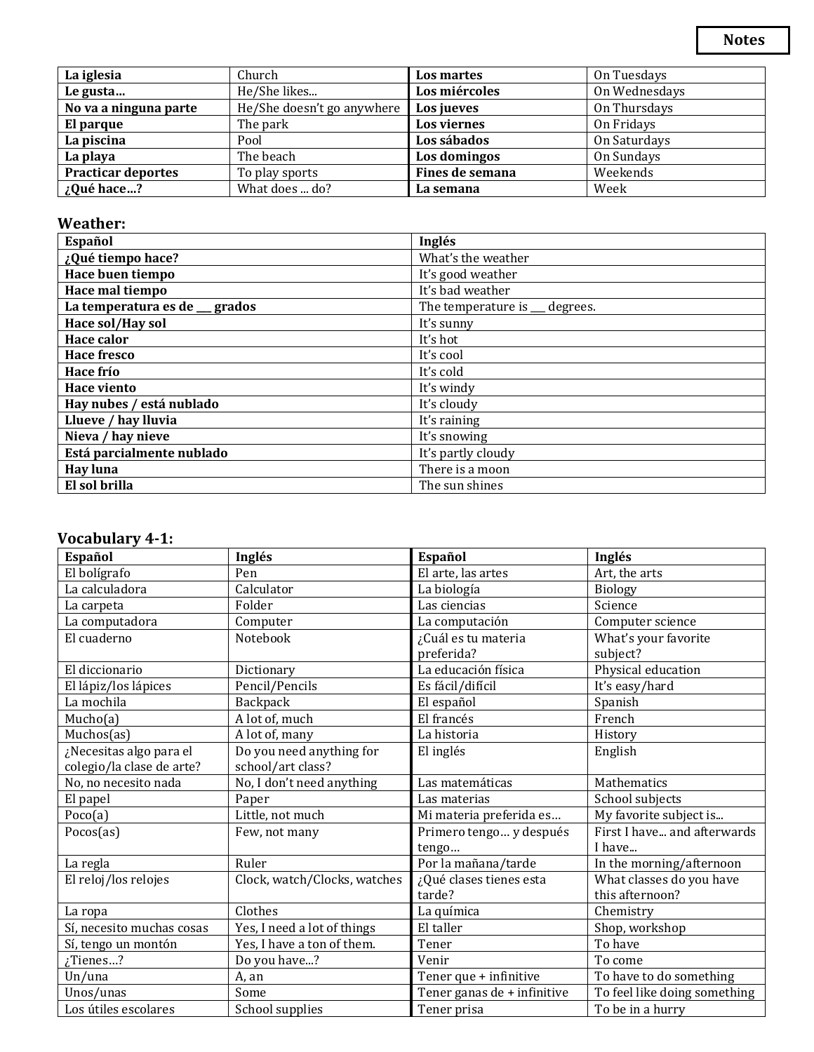**Notes**

| | | | |
|---|---|---|---|
| **La iglesia** | Church | **Los martes** | On Tuesdays |
| **Le gusta...** | He/She likes... | **Los miércoles** | On Wednesdays |
| **No va a ninguna parte** | He/She doesn't go anywhere | **Los jueves** | On Thursdays |
| **El parque** | The park | **Los viernes** | On Fridays |
| **La piscina** | Pool | **Los sábados** | On Saturdays |
| **La playa** | The beach | **Los domingos** | On Sundays |
| **Practicar deportes** | To play sports | **Fines de semana** | Weekends |
| **¿Qué hace...?** | What does ... do? | **La semana** | Week |

### Weather:

| **Español** | **Inglés** |
|---|---|
| **¿Qué tiempo hace?** | What's the weather |
| **Hace buen tiempo** | It's good weather |
| **Hace mal tiempo** | It's bad weather |
| **La temperatura es de ___ grados** | The temperature is ___ degrees. |
| **Hace sol/Hay sol** | It's sunny |
| **Hace calor** | It's hot |
| **Hace fresco** | It's cool |
| **Hace frío** | It's cold |
| **Hace viento** | It's windy |
| **Hay nubes / está nublado** | It's cloudy |
| **Llueve / hay lluvia** | It's raining |
| **Nieva / hay nieve** | It's snowing |
| **Está parcialmente nublado** | It's partly cloudy |
| **Hay luna** | There is a moon |
| **El sol brilla** | The sun shines |

### Vocabulary 4-1:

| **Español** | **Inglés** | **Español** | **Inglés** |
|---|---|---|---|
| El bolígrafo | Pen | El arte, las artes | Art, the arts |
| La calculadora | Calculator | La biología | Biology |
| La carpeta | Folder | Las ciencias | Science |
| La computadora | Computer | La computación | Computer science |
| El cuaderno | Notebook | ¿Cuál es tu materia preferida? | What's your favorite subject? |
| El diccionario | Dictionary | La educación física | Physical education |
| El lápiz/los lápices | Pencil/Pencils | Es fácil/difícil | It's easy/hard |
| La mochila | Backpack | El español | Spanish |
| Mucho(a) | A lot of, much | El francés | French |
| Muchos(as) | A lot of, many | La historia | History |
| ¿Necesitas algo para el colegio/la clase de arte? | Do you need anything for school/art class? | El inglés | English |
| No, no necesito nada | No, I don't need anything | Las matemáticas | Mathematics |
| El papel | Paper | Las materias | School subjects |
| Poco(a) | Little, not much | Mi materia preferida es... | My favorite subject is... |
| Pocos(as) | Few, not many | Primero tengo... y después tengo... | First I have... and afterwards I have... |
| La regla | Ruler | Por la mañana/tarde | In the morning/afternoon |
| El reloj/los relojes | Clock, watch/Clocks, watches | ¿Qué clases tienes esta tarde? | What classes do you have this afternoon? |
| La ropa | Clothes | La química | Chemistry |
| Sí, necesito muchas cosas | Yes, I need a lot of things | El taller | Shop, workshop |
| Sí, tengo un montón | Yes, I have a ton of them. | Tener | To have |
| ¿Tienes...? | Do you have...? | Venir | To come |
| Un/una | A, an | Tener que + infinitive | To have to do something |
| Unos/unas | Some | Tener ganas de + infinitive | To feel like doing something |
| Los útiles escolares | School supplies | Tener prisa | To be in a hurry |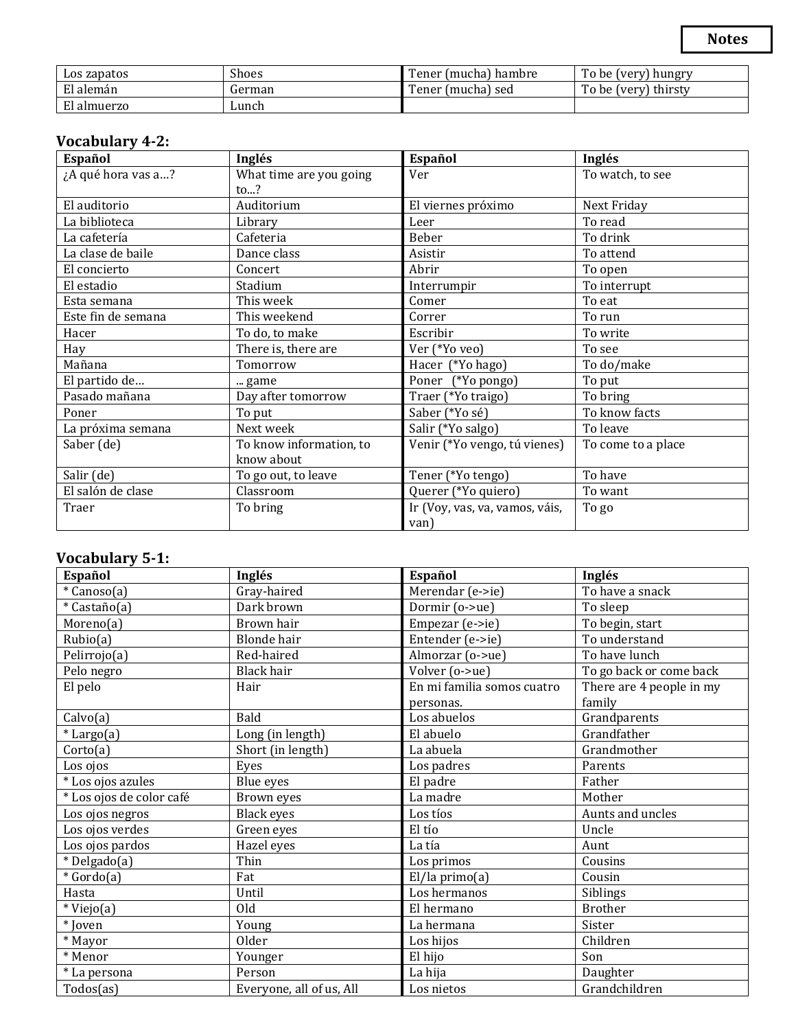**Notes**

| | | | |
|---|---|---|---|
| Los zapatos | Shoes | Tener (mucha) hambre | To be (very) hungry |
| El alemán | German | Tener (mucha) sed | To be (very) thirsty |
| El almuerzo | Lunch | | |

### Vocabulary 4-2:

| Español | Inglés | Español | Inglés |
|---|---|---|---|
| ¿A qué hora vas a…? | What time are you going to...? | Ver | To watch, to see |
| El auditorio | Auditorium | El viernes próximo | Next Friday |
| La biblioteca | Library | Leer | To read |
| La cafetería | Cafeteria | Beber | To drink |
| La clase de baile | Dance class | Asistir | To attend |
| El concierto | Concert | Abrir | To open |
| El estadio | Stadium | Interrumpir | To interrupt |
| Esta semana | This week | Comer | To eat |
| Este fin de semana | This weekend | Correr | To run |
| Hacer | To do, to make | Escribir | To write |
| Hay | There is, there are | Ver (*Yo veo) | To see |
| Mañana | Tomorrow | Hacer (*Yo hago) | To do/make |
| El partido de… | ... game | Poner (*Yo pongo) | To put |
| Pasado mañana | Day after tomorrow | Traer (*Yo traigo) | To bring |
| Poner | To put | Saber (*Yo sé) | To know facts |
| La próxima semana | Next week | Salir (*Yo salgo) | To leave |
| Saber (de) | To know information, to know about | Venir (*Yo vengo, tú vienes) | To come to a place |
| Salir (de) | To go out, to leave | Tener (*Yo tengo) | To have |
| El salón de clase | Classroom | Querer (*Yo quiero) | To want |
| Traer | To bring | Ir (Voy, vas, va, vamos, váis, van) | To go |

### Vocabulary 5-1:

| Español | Inglés | Español | Inglés |
|---|---|---|---|
| * Canoso(a) | Gray-haired | Merendar (e->ie) | To have a snack |
| * Castaño(a) | Dark brown | Dormir (o->ue) | To sleep |
| Moreno(a) | Brown hair | Empezar (e->ie) | To begin, start |
| Rubio(a) | Blonde hair | Entender (e->ie) | To understand |
| Pelirrojo(a) | Red-haired | Almorzar (o->ue) | To have lunch |
| Pelo negro | Black hair | Volver (o->ue) | To go back or come back |
| El pelo | Hair | En mi familia somos cuatro personas. | There are 4 people in my family |
| Calvo(a) | Bald | Los abuelos | Grandparents |
| * Largo(a) | Long (in length) | El abuelo | Grandfather |
| Corto(a) | Short (in length) | La abuela | Grandmother |
| Los ojos | Eyes | Los padres | Parents |
| * Los ojos azules | Blue eyes | El padre | Father |
| * Los ojos de color café | Brown eyes | La madre | Mother |
| Los ojos negros | Black eyes | Los tíos | Aunts and uncles |
| Los ojos verdes | Green eyes | El tío | Uncle |
| Los ojos pardos | Hazel eyes | La tía | Aunt |
| * Delgado(a) | Thin | Los primos | Cousins |
| * Gordo(a) | Fat | El/la primo(a) | Cousin |
| Hasta | Until | Los hermanos | Siblings |
| * Viejo(a) | Old | El hermano | Brother |
| * Joven | Young | La hermana | Sister |
| * Mayor | Older | Los hijos | Children |
| * Menor | Younger | El hijo | Son |
| * La persona | Person | La hija | Daughter |
| Todos(as) | Everyone, all of us, All | Los nietos | Grandchildren |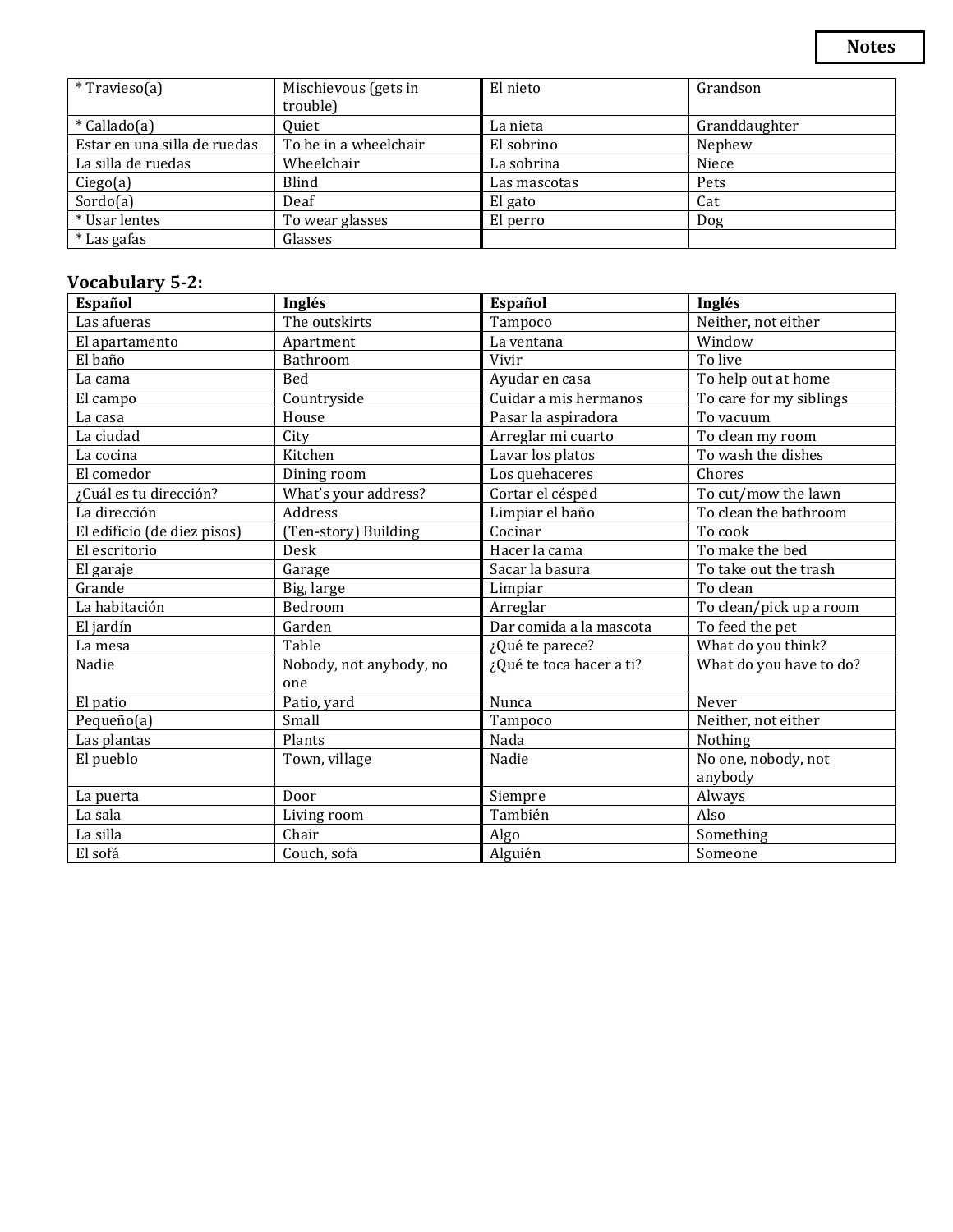**Notes**

| * Travieso(a) | Mischievous (gets in trouble) | El nieto | Grandson |
|---|---|---|---|
| * Callado(a) | Quiet | La nieta | Granddaughter |
| Estar en una silla de ruedas | To be in a wheelchair | El sobrino | Nephew |
| La silla de ruedas | Wheelchair | La sobrina | Niece |
| Ciego(a) | Blind | Las mascotas | Pets |
| Sordo(a) | Deaf | El gato | Cat |
| * Usar lentes | To wear glasses | El perro | Dog |
| * Las gafas | Glasses | | |

**Vocabulary 5-2:**

| Español | Inglés | Español | Inglés |
|---|---|---|---|
| Las afueras | The outskirts | Tampoco | Neither, not either |
| El apartamento | Apartment | La ventana | Window |
| El baño | Bathroom | Vivir | To live |
| La cama | Bed | Ayudar en casa | To help out at home |
| El campo | Countryside | Cuidar a mis hermanos | To care for my siblings |
| La casa | House | Pasar la aspiradora | To vacuum |
| La ciudad | City | Arreglar mi cuarto | To clean my room |
| La cocina | Kitchen | Lavar los platos | To wash the dishes |
| El comedor | Dining room | Los quehaceres | Chores |
| ¿Cuál es tu dirección? | What's your address? | Cortar el césped | To cut/mow the lawn |
| La dirección | Address | Limpiar el baño | To clean the bathroom |
| El edificio (de diez pisos) | (Ten-story) Building | Cocinar | To cook |
| El escritorio | Desk | Hacer la cama | To make the bed |
| El garaje | Garage | Sacar la basura | To take out the trash |
| Grande | Big, large | Limpiar | To clean |
| La habitación | Bedroom | Arreglar | To clean/pick up a room |
| El jardín | Garden | Dar comida a la mascota | To feed the pet |
| La mesa | Table | ¿Qué te parece? | What do you think? |
| Nadie | Nobody, not anybody, no one | ¿Qué te toca hacer a ti? | What do you have to do? |
| El patio | Patio, yard | Nunca | Never |
| Pequeño(a) | Small | Tampoco | Neither, not either |
| Las plantas | Plants | Nada | Nothing |
| El pueblo | Town, village | Nadie | No one, nobody, not anybody |
| La puerta | Door | Siempre | Always |
| La sala | Living room | También | Also |
| La silla | Chair | Algo | Something |
| El sofá | Couch, sofa | Alguién | Someone |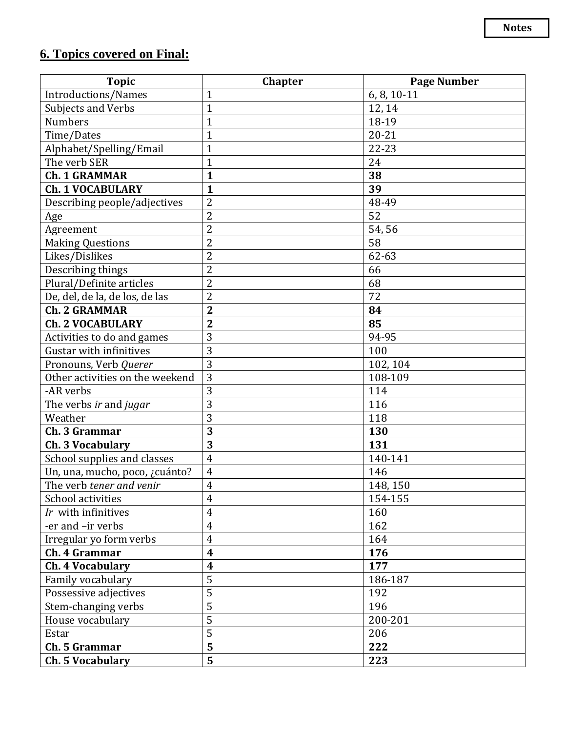**Notes**

## 6. Topics covered on Final:

| Topic | Chapter | Page Number |
|---|---|---|
| Introductions/Names | 1 | 6, 8, 10-11 |
| Subjects and Verbs | 1 | 12, 14 |
| Numbers | 1 | 18-19 |
| Time/Dates | 1 | 20-21 |
| Alphabet/Spelling/Email | 1 | 22-23 |
| The verb SER | 1 | 24 |
| **Ch. 1 GRAMMAR** | **1** | **38** |
| **Ch. 1 VOCABULARY** | **1** | **39** |
| Describing people/adjectives | 2 | 48-49 |
| Age | 2 | 52 |
| Agreement | 2 | 54, 56 |
| Making Questions | 2 | 58 |
| Likes/Dislikes | 2 | 62-63 |
| Describing things | 2 | 66 |
| Plural/Definite articles | 2 | 68 |
| De, del, de la, de los, de las | 2 | 72 |
| **Ch. 2 GRAMMAR** | **2** | **84** |
| **Ch. 2 VOCABULARY** | **2** | **85** |
| Activities to do and games | 3 | 94-95 |
| Gustar with infinitives | 3 | 100 |
| Pronouns, Verb *Querer* | 3 | 102, 104 |
| Other activities on the weekend | 3 | 108-109 |
| -AR verbs | 3 | 114 |
| The verbs *ir* and *jugar* | 3 | 116 |
| Weather | 3 | 118 |
| **Ch. 3 Grammar** | **3** | **130** |
| **Ch. 3 Vocabulary** | **3** | **131** |
| School supplies and classes | 4 | 140-141 |
| Un, una, mucho, poco, ¿cuánto? | 4 | 146 |
| The verb *tener and venir* | 4 | 148, 150 |
| School activities | 4 | 154-155 |
| *Ir* with infinitives | 4 | 160 |
| -er and –ir verbs | 4 | 162 |
| Irregular yo form verbs | 4 | 164 |
| **Ch. 4 Grammar** | **4** | **176** |
| **Ch. 4 Vocabulary** | **4** | **177** |
| Family vocabulary | 5 | 186-187 |
| Possessive adjectives | 5 | 192 |
| Stem-changing verbs | 5 | 196 |
| House vocabulary | 5 | 200-201 |
| Estar | 5 | 206 |
| **Ch. 5 Grammar** | **5** | **222** |
| **Ch. 5 Vocabulary** | **5** | **223** |